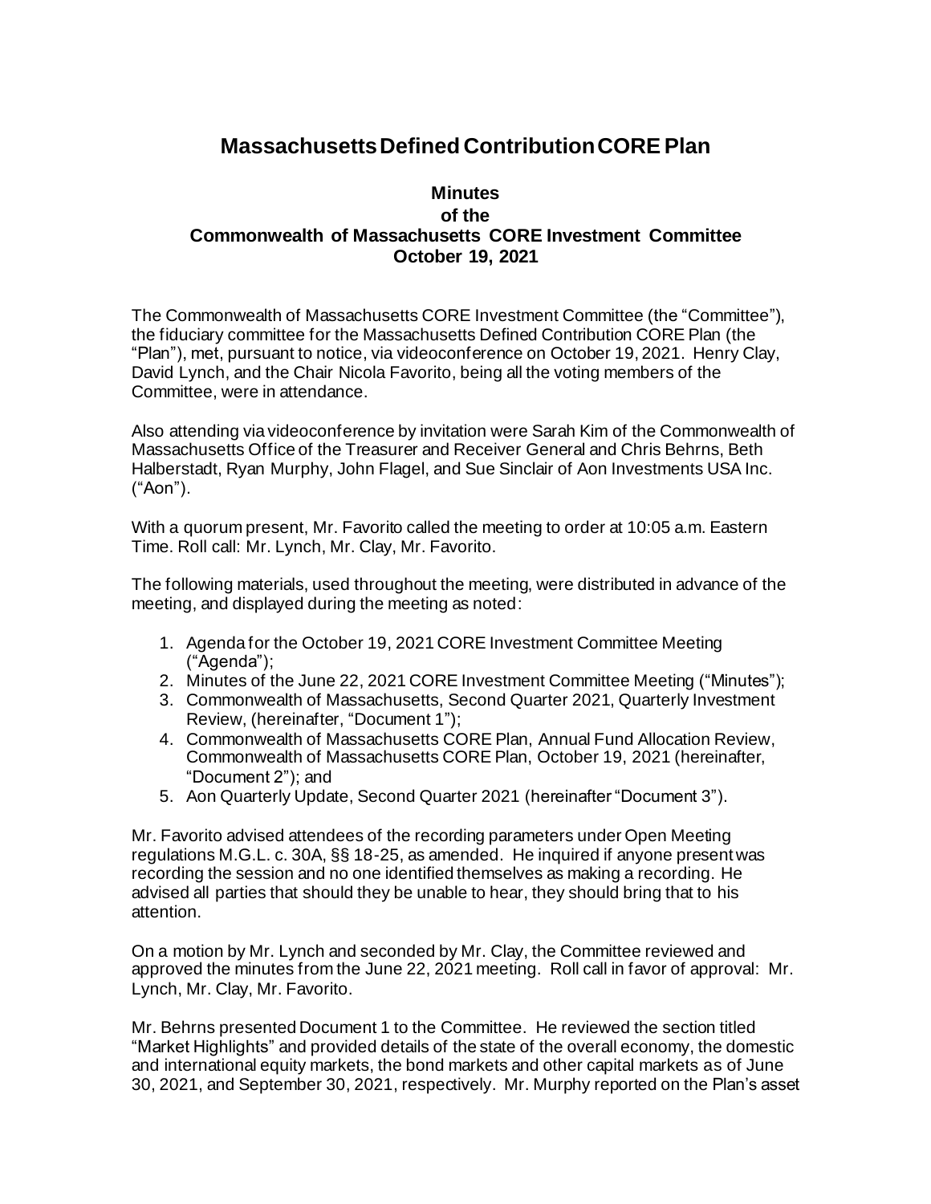# Massachusetts Defined Contribution CORE Plan

## Minutes
### of the
### Commonwealth of Massachusetts CORE Investment Committee
### October 19, 2021

The Commonwealth of Massachusetts CORE Investment Committee (the "Committee"), the fiduciary committee for the Massachusetts Defined Contribution CORE Plan (the "Plan"), met, pursuant to notice, via videoconference on October 19, 2021. Henry Clay, David Lynch, and the Chair Nicola Favorito, being all the voting members of the Committee, were in attendance.

Also attending via videoconference by invitation were Sarah Kim of the Commonwealth of Massachusetts Office of the Treasurer and Receiver General and Chris Behrns, Beth Halberstadt, Ryan Murphy, John Flagel, and Sue Sinclair of Aon Investments USA Inc. ("Aon").

With a quorum present, Mr. Favorito called the meeting to order at 10:05 a.m. Eastern Time. Roll call: Mr. Lynch, Mr. Clay, Mr. Favorito.

The following materials, used throughout the meeting, were distributed in advance of the meeting, and displayed during the meeting as noted:

1. Agenda for the October 19, 2021 CORE Investment Committee Meeting ("Agenda");
2. Minutes of the June 22, 2021 CORE Investment Committee Meeting ("Minutes");
3. Commonwealth of Massachusetts, Second Quarter 2021, Quarterly Investment Review, (hereinafter, "Document 1");
4. Commonwealth of Massachusetts CORE Plan, Annual Fund Allocation Review, Commonwealth of Massachusetts CORE Plan, October 19, 2021 (hereinafter, "Document 2"); and
5. Aon Quarterly Update, Second Quarter 2021 (hereinafter "Document 3").

Mr. Favorito advised attendees of the recording parameters under Open Meeting regulations M.G.L. c. 30A, §§ 18-25, as amended. He inquired if anyone present was recording the session and no one identified themselves as making a recording. He advised all parties that should they be unable to hear, they should bring that to his attention.

On a motion by Mr. Lynch and seconded by Mr. Clay, the Committee reviewed and approved the minutes from the June 22, 2021 meeting. Roll call in favor of approval: Mr. Lynch, Mr. Clay, Mr. Favorito.

Mr. Behrns presented Document 1 to the Committee. He reviewed the section titled "Market Highlights" and provided details of the state of the overall economy, the domestic and international equity markets, the bond markets and other capital markets as of June 30, 2021, and September 30, 2021, respectively. Mr. Murphy reported on the Plan's asset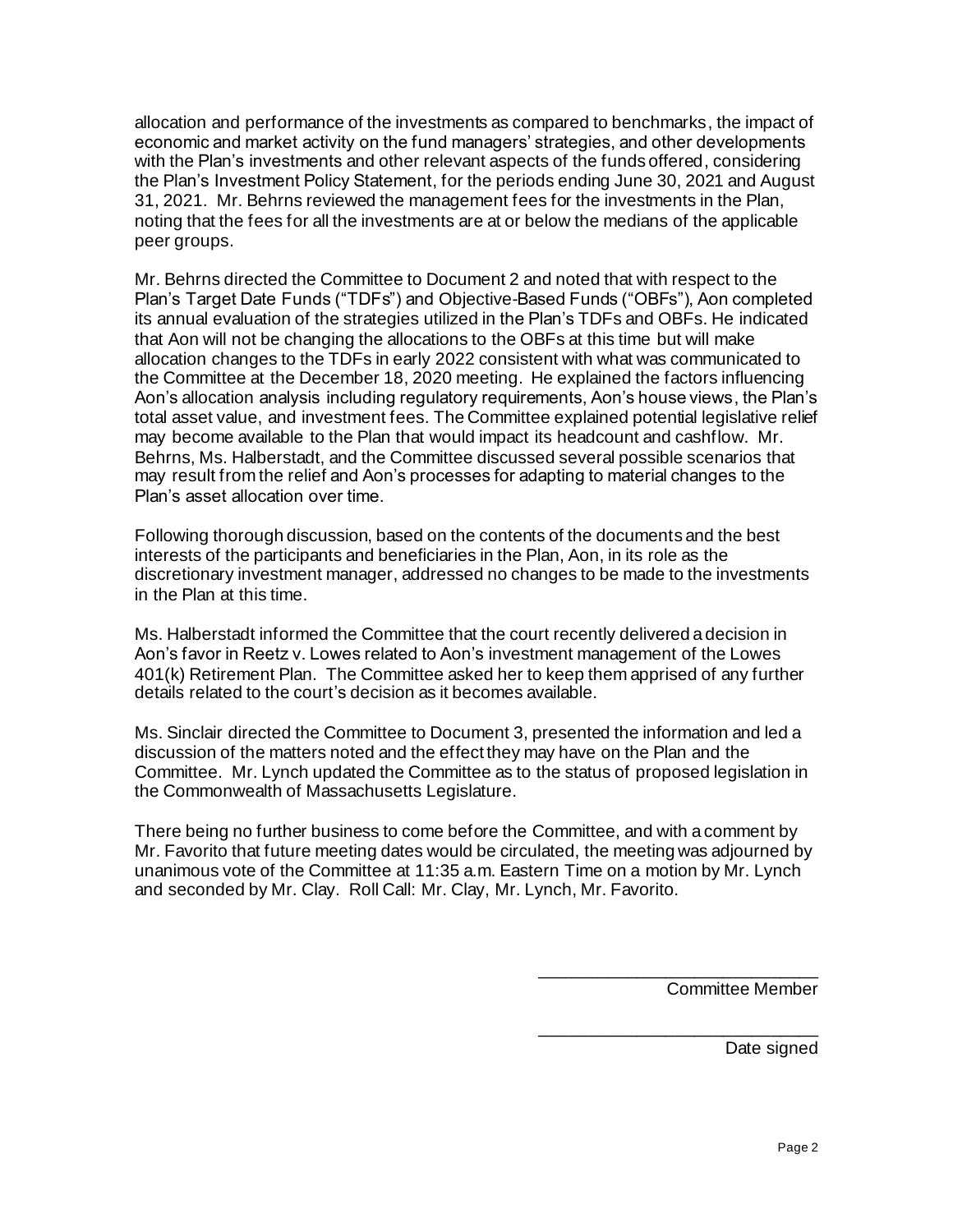allocation and performance of the investments as compared to benchmarks, the impact of economic and market activity on the fund managers' strategies, and other developments with the Plan's investments and other relevant aspects of the funds offered, considering the Plan's Investment Policy Statement, for the periods ending June 30, 2021 and August 31, 2021. Mr. Behrns reviewed the management fees for the investments in the Plan, noting that the fees for all the investments are at or below the medians of the applicable peer groups.

Mr. Behrns directed the Committee to Document 2 and noted that with respect to the Plan's Target Date Funds ("TDFs") and Objective-Based Funds ("OBFs"), Aon completed its annual evaluation of the strategies utilized in the Plan's TDFs and OBFs. He indicated that Aon will not be changing the allocations to the OBFs at this time but will make allocation changes to the TDFs in early 2022 consistent with what was communicated to the Committee at the December 18, 2020 meeting. He explained the factors influencing Aon's allocation analysis including regulatory requirements, Aon's house views, the Plan's total asset value, and investment fees. The Committee explained potential legislative relief may become available to the Plan that would impact its headcount and cashflow. Mr. Behrns, Ms. Halberstadt, and the Committee discussed several possible scenarios that may result from the relief and Aon's processes for adapting to material changes to the Plan's asset allocation over time.

Following thorough discussion, based on the contents of the documents and the best interests of the participants and beneficiaries in the Plan, Aon, in its role as the discretionary investment manager, addressed no changes to be made to the investments in the Plan at this time.

Ms. Halberstadt informed the Committee that the court recently delivered a decision in Aon's favor in Reetz v. Lowes related to Aon's investment management of the Lowes 401(k) Retirement Plan. The Committee asked her to keep them apprised of any further details related to the court's decision as it becomes available.

Ms. Sinclair directed the Committee to Document 3, presented the information and led a discussion of the matters noted and the effect they may have on the Plan and the Committee. Mr. Lynch updated the Committee as to the status of proposed legislation in the Commonwealth of Massachusetts Legislature.

There being no further business to come before the Committee, and with a comment by Mr. Favorito that future meeting dates would be circulated, the meeting was adjourned by unanimous vote of the Committee at 11:35 a.m. Eastern Time on a motion by Mr. Lynch and seconded by Mr. Clay. Roll Call: Mr. Clay, Mr. Lynch, Mr. Favorito.

\_\_\_\_\_\_\_\_\_\_\_\_\_\_\_\_\_\_\_\_\_\_\_\_\_\_\_\_\_\_
Committee Member

\_\_\_\_\_\_\_\_\_\_\_\_\_\_\_\_\_\_\_\_\_\_\_\_\_\_\_\_\_\_
Date signed